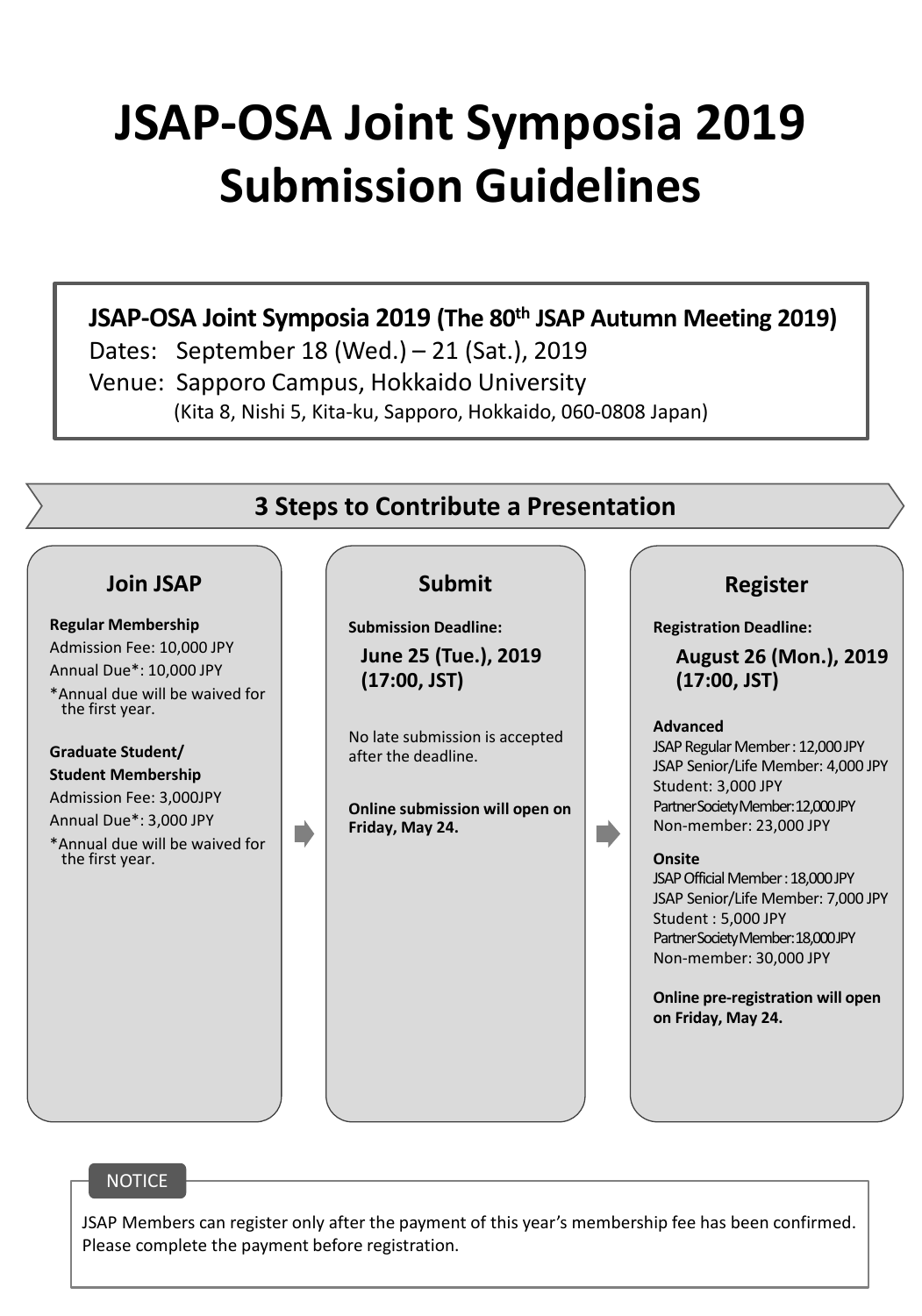# JSAP-OSA Joint Symposia 2019 Submission Guidelines

**JSAP-OSA Joint Symposia 2019 (The 80th JSAP Autumn Meeting 2019)**

Dates: September 18 (Wed.) – 21 (Sat.), 2019

Venue: Sapporo Campus, Hokkaido University
(Kita 8, Nishi 5, Kita-ku, Sapporo, Hokkaido, 060-0808 Japan)

## 3 Steps to Contribute a Presentation

### Join JSAP

**Regular Membership**

Admission Fee: 10,000 JPY

Annual Due*: 10,000 JPY

*Annual due will be waived for the first year.

**Graduate Student/ Student Membership**

Admission Fee: 3,000JPY

Annual Due*: 3,000 JPY

*Annual due will be waived for the first year.

### Submit

**Submission Deadline:**

**June 25 (Tue.), 2019 (17:00, JST)**

No late submission is accepted after the deadline.

**Online submission will open on Friday, May 24.**

### Register

**Registration Deadline:**

**August 26 (Mon.), 2019 (17:00, JST)**

**Advanced**

JSAP Regular Member : 12,000 JPY

JSAP Senior/Life Member: 4,000 JPY

Student: 3,000 JPY

Partner Society Member: 12,000 JPY

Non-member: 23,000 JPY

**Onsite**

JSAP Official Member : 18,000 JPY

JSAP Senior/Life Member: 7,000 JPY

Student : 5,000 JPY

Partner Society Member: 18,000 JPY

Non-member: 30,000 JPY

**Online pre-registration will open on Friday, May 24.**

NOTICE

JSAP Members can register only after the payment of this year's membership fee has been confirmed. Please complete the payment before registration.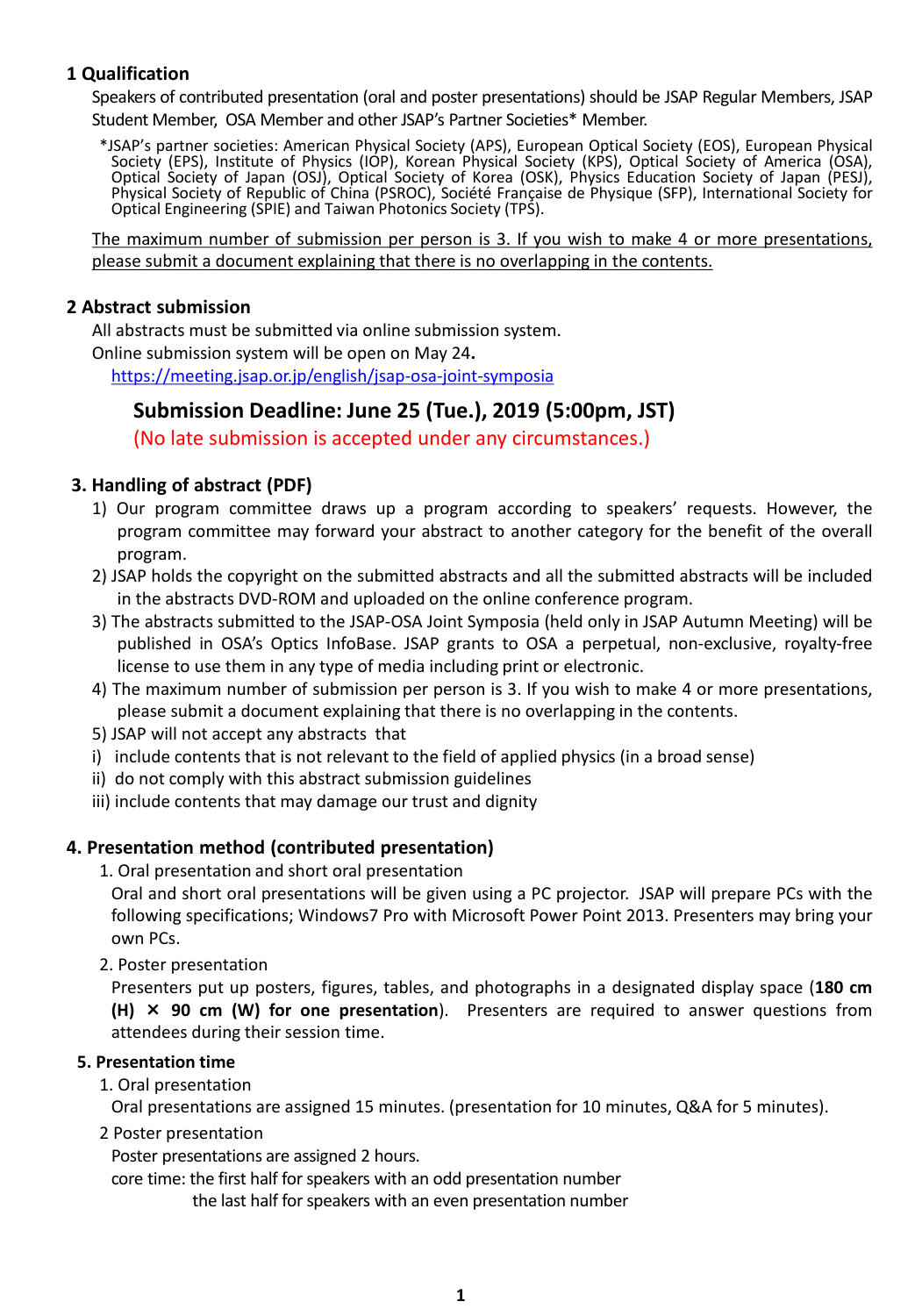## 1 Qualification

Speakers of contributed presentation (oral and poster presentations) should be JSAP Regular Members, JSAP Student Member, OSA Member and other JSAP's Partner Societies* Member.

*JSAP's partner societies: American Physical Society (APS), European Optical Society (EOS), European Physical Society (EPS), Institute of Physics (IOP), Korean Physical Society (KPS), Optical Society of America (OSA), Optical Society of Japan (OSJ), Optical Society of Korea (OSK), Physics Education Society of Japan (PESJ), Physical Society of Republic of China (PSROC), Société Française de Physique (SFP), International Society for Optical Engineering (SPIE) and Taiwan Photonics Society (TPS).

The maximum number of submission per person is 3. If you wish to make 4 or more presentations, please submit a document explaining that there is no overlapping in the contents.

## 2 Abstract submission

All abstracts must be submitted via online submission system.
Online submission system will be open on May 24.
https://meeting.jsap.or.jp/english/jsap-osa-joint-symposia

**Submission Deadline: June 25 (Tue.), 2019 (5:00pm, JST)**
(No late submission is accepted under any circumstances.)

## 3. Handling of abstract (PDF)

1) Our program committee draws up a program according to speakers' requests. However, the program committee may forward your abstract to another category for the benefit of the overall program.
2) JSAP holds the copyright on the submitted abstracts and all the submitted abstracts will be included in the abstracts DVD-ROM and uploaded on the online conference program.
3) The abstracts submitted to the JSAP-OSA Joint Symposia (held only in JSAP Autumn Meeting) will be published in OSA's Optics InfoBase. JSAP grants to OSA a perpetual, non-exclusive, royalty-free license to use them in any type of media including print or electronic.
4) The maximum number of submission per person is 3. If you wish to make 4 or more presentations, please submit a document explaining that there is no overlapping in the contents.
5) JSAP will not accept any abstracts that
i) include contents that is not relevant to the field of applied physics (in a broad sense)
ii) do not comply with this abstract submission guidelines
iii) include contents that may damage our trust and dignity

## 4. Presentation method (contributed presentation)

1. Oral presentation and short oral presentation
Oral and short oral presentations will be given using a PC projector. JSAP will prepare PCs with the following specifications; Windows7 Pro with Microsoft Power Point 2013. Presenters may bring your own PCs.

2. Poster presentation
Presenters put up posters, figures, tables, and photographs in a designated display space (**180 cm (H) × 90 cm (W) for one presentation**). Presenters are required to answer questions from attendees during their session time.

## 5. Presentation time

1. Oral presentation
Oral presentations are assigned 15 minutes. (presentation for 10 minutes, Q&A for 5 minutes).

2 Poster presentation
Poster presentations are assigned 2 hours.
core time: the first half for speakers with an odd presentation number
the last half for speakers with an even presentation number